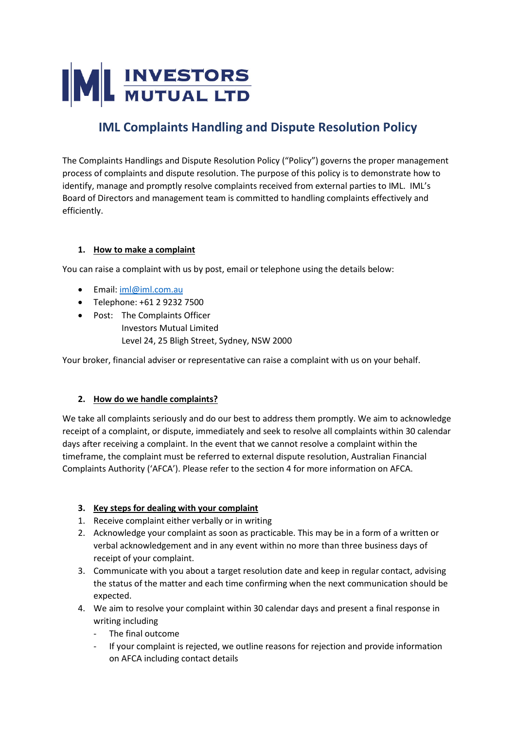IML INVESTORS MUTUAL LTD

# IML Complaints Handling and Dispute Resolution Policy

The Complaints Handlings and Dispute Resolution Policy ("Policy") governs the proper management process of complaints and dispute resolution. The purpose of this policy is to demonstrate how to identify, manage and promptly resolve complaints received from external parties to IML. IML's Board of Directors and management team is committed to handling complaints effectively and efficiently.

## 1. How to make a complaint

You can raise a complaint with us by post, email or telephone using the details below:

- Email: iml@iml.com.au
- Telephone: +61 2 9232 7500
- Post: The Complaints Officer
  Investors Mutual Limited
  Level 24, 25 Bligh Street, Sydney, NSW 2000

Your broker, financial adviser or representative can raise a complaint with us on your behalf.

## 2. How do we handle complaints?

We take all complaints seriously and do our best to address them promptly. We aim to acknowledge receipt of a complaint, or dispute, immediately and seek to resolve all complaints within 30 calendar days after receiving a complaint. In the event that we cannot resolve a complaint within the timeframe, the complaint must be referred to external dispute resolution, Australian Financial Complaints Authority ('AFCA'). Please refer to the section 4 for more information on AFCA.

## 3. Key steps for dealing with your complaint

1. Receive complaint either verbally or in writing
2. Acknowledge your complaint as soon as practicable. This may be in a form of a written or verbal acknowledgement and in any event within no more than three business days of receipt of your complaint.
3. Communicate with you about a target resolution date and keep in regular contact, advising the status of the matter and each time confirming when the next communication should be expected.
4. We aim to resolve your complaint within 30 calendar days and present a final response in writing including
   - The final outcome
   - If your complaint is rejected, we outline reasons for rejection and provide information on AFCA including contact details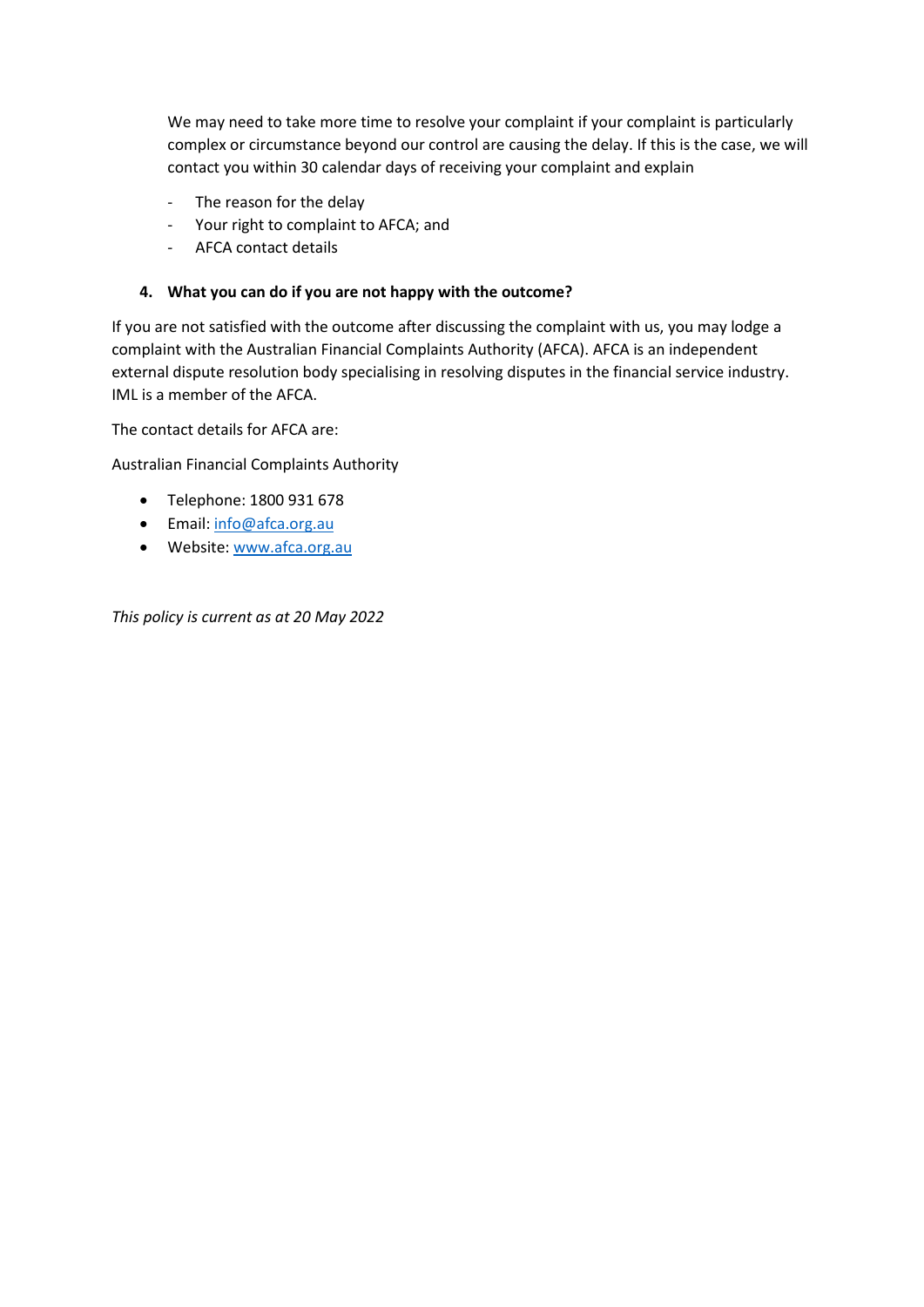We may need to take more time to resolve your complaint if your complaint is particularly complex or circumstance beyond our control are causing the delay. If this is the case, we will contact you within 30 calendar days of receiving your complaint and explain

- The reason for the delay
- Your right to complaint to AFCA; and
- AFCA contact details

**4. What you can do if you are not happy with the outcome?**

If you are not satisfied with the outcome after discussing the complaint with us, you may lodge a complaint with the Australian Financial Complaints Authority (AFCA). AFCA is an independent external dispute resolution body specialising in resolving disputes in the financial service industry. IML is a member of the AFCA.

The contact details for AFCA are:

Australian Financial Complaints Authority

- Telephone: 1800 931 678
- Email: info@afca.org.au
- Website: www.afca.org.au

*This policy is current as at 20 May 2022*